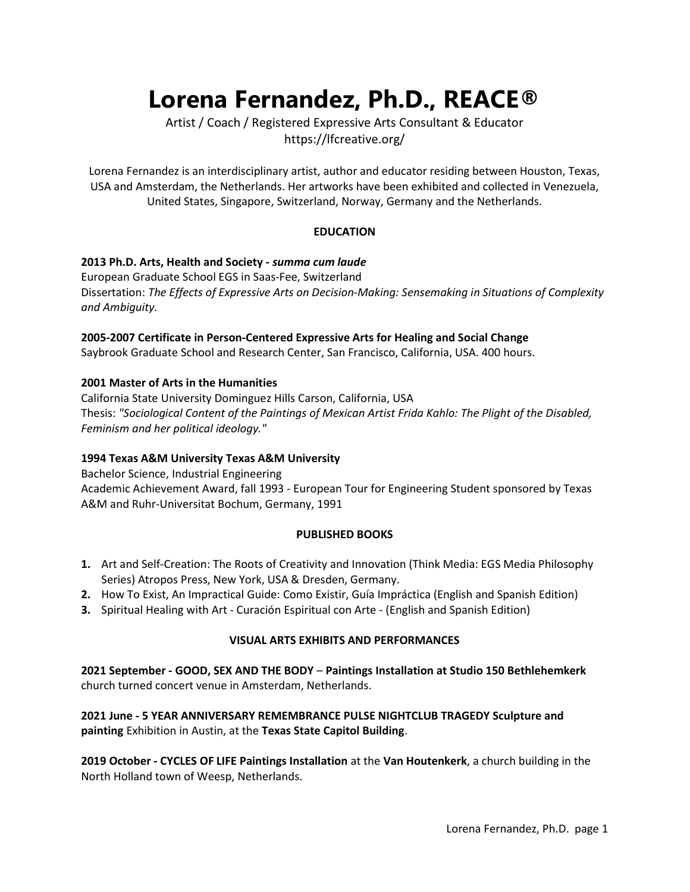# Lorena Fernandez, Ph.D., REACE®

Artist / Coach / Registered Expressive Arts Consultant & Educator
https://lfcreative.org/

Lorena Fernandez is an interdisciplinary artist, author and educator residing between Houston, Texas, USA and Amsterdam, the Netherlands. Her artworks have been exhibited and collected in Venezuela, United States, Singapore, Switzerland, Norway, Germany and the Netherlands.

## EDUCATION

**2013 Ph.D. Arts, Health and Society -** ***summa cum laude***
European Graduate School EGS in Saas-Fee, Switzerland
Dissertation: *The Effects of Expressive Arts on Decision-Making: Sensemaking in Situations of Complexity and Ambiguity.*

**2005-2007 Certificate in Person-Centered Expressive Arts for Healing and Social Change**
Saybrook Graduate School and Research Center, San Francisco, California, USA. 400 hours.

**2001 Master of Arts in the Humanities**
California State University Dominguez Hills Carson, California, USA
Thesis: *"Sociological Content of the Paintings of Mexican Artist Frida Kahlo: The Plight of the Disabled, Feminism and her political ideology."*

**1994 Texas A&M University Texas A&M University**
Bachelor Science, Industrial Engineering
Academic Achievement Award, fall 1993 - European Tour for Engineering Student sponsored by Texas A&M and Ruhr-Universitat Bochum, Germany, 1991

## PUBLISHED BOOKS

1. Art and Self-Creation: The Roots of Creativity and Innovation (Think Media: EGS Media Philosophy Series) Atropos Press, New York, USA & Dresden, Germany.
2. How To Exist, An Impractical Guide: Como Existir, Guía Impráctica (English and Spanish Edition)
3. Spiritual Healing with Art - Curación Espiritual con Arte - (English and Spanish Edition)

## VISUAL ARTS EXHIBITS AND PERFORMANCES

**2021 September - GOOD, SEX AND THE BODY** – **Paintings Installation at Studio 150 Bethlehemkerk** church turned concert venue in Amsterdam, Netherlands.

**2021 June - 5 YEAR ANNIVERSARY REMEMBRANCE PULSE NIGHTCLUB TRAGEDY Sculpture and painting** Exhibition in Austin, at the **Texas State Capitol Building**.

**2019 October - CYCLES OF LIFE Paintings Installation** at the **Van Houtenkerk**, a church building in the North Holland town of Weesp, Netherlands.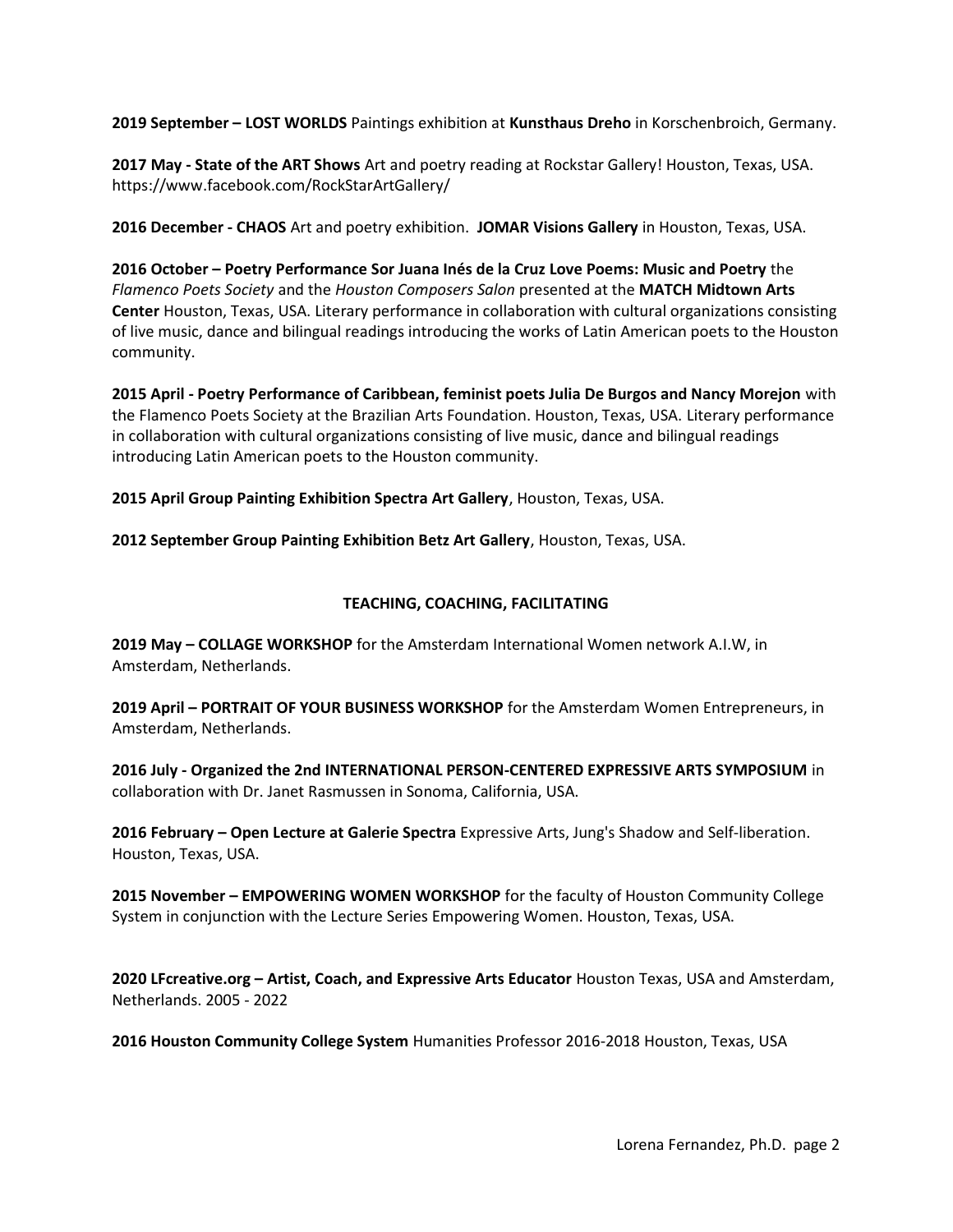**2019 September – LOST WORLDS** Paintings exhibition at **Kunsthaus Dreho** in Korschenbroich, Germany.

**2017 May - State of the ART Shows** Art and poetry reading at Rockstar Gallery! Houston, Texas, USA. https://www.facebook.com/RockStarArtGallery/

**2016 December - CHAOS** Art and poetry exhibition. **JOMAR Visions Gallery** in Houston, Texas, USA.

**2016 October – Poetry Performance Sor Juana Inés de la Cruz Love Poems: Music and Poetry** the *Flamenco Poets Society* and the *Houston Composers Salon* presented at the **MATCH Midtown Arts Center** Houston, Texas, USA. Literary performance in collaboration with cultural organizations consisting of live music, dance and bilingual readings introducing the works of Latin American poets to the Houston community.

**2015 April - Poetry Performance of Caribbean, feminist poets Julia De Burgos and Nancy Morejon** with the Flamenco Poets Society at the Brazilian Arts Foundation. Houston, Texas, USA. Literary performance in collaboration with cultural organizations consisting of live music, dance and bilingual readings introducing Latin American poets to the Houston community.

**2015 April Group Painting Exhibition Spectra Art Gallery**, Houston, Texas, USA.

**2012 September Group Painting Exhibition Betz Art Gallery**, Houston, Texas, USA.

## TEACHING, COACHING, FACILITATING

**2019 May – COLLAGE WORKSHOP** for the Amsterdam International Women network A.I.W, in Amsterdam, Netherlands.

**2019 April – PORTRAIT OF YOUR BUSINESS WORKSHOP** for the Amsterdam Women Entrepreneurs, in Amsterdam, Netherlands.

**2016 July - Organized the 2nd INTERNATIONAL PERSON-CENTERED EXPRESSIVE ARTS SYMPOSIUM** in collaboration with Dr. Janet Rasmussen in Sonoma, California, USA.

**2016 February – Open Lecture at Galerie Spectra** Expressive Arts, Jung's Shadow and Self-liberation. Houston, Texas, USA.

**2015 November – EMPOWERING WOMEN WORKSHOP** for the faculty of Houston Community College System in conjunction with the Lecture Series Empowering Women. Houston, Texas, USA.

**2020 LFcreative.org – Artist, Coach, and Expressive Arts Educator** Houston Texas, USA and Amsterdam, Netherlands. 2005 - 2022

**2016 Houston Community College System** Humanities Professor 2016-2018 Houston, Texas, USA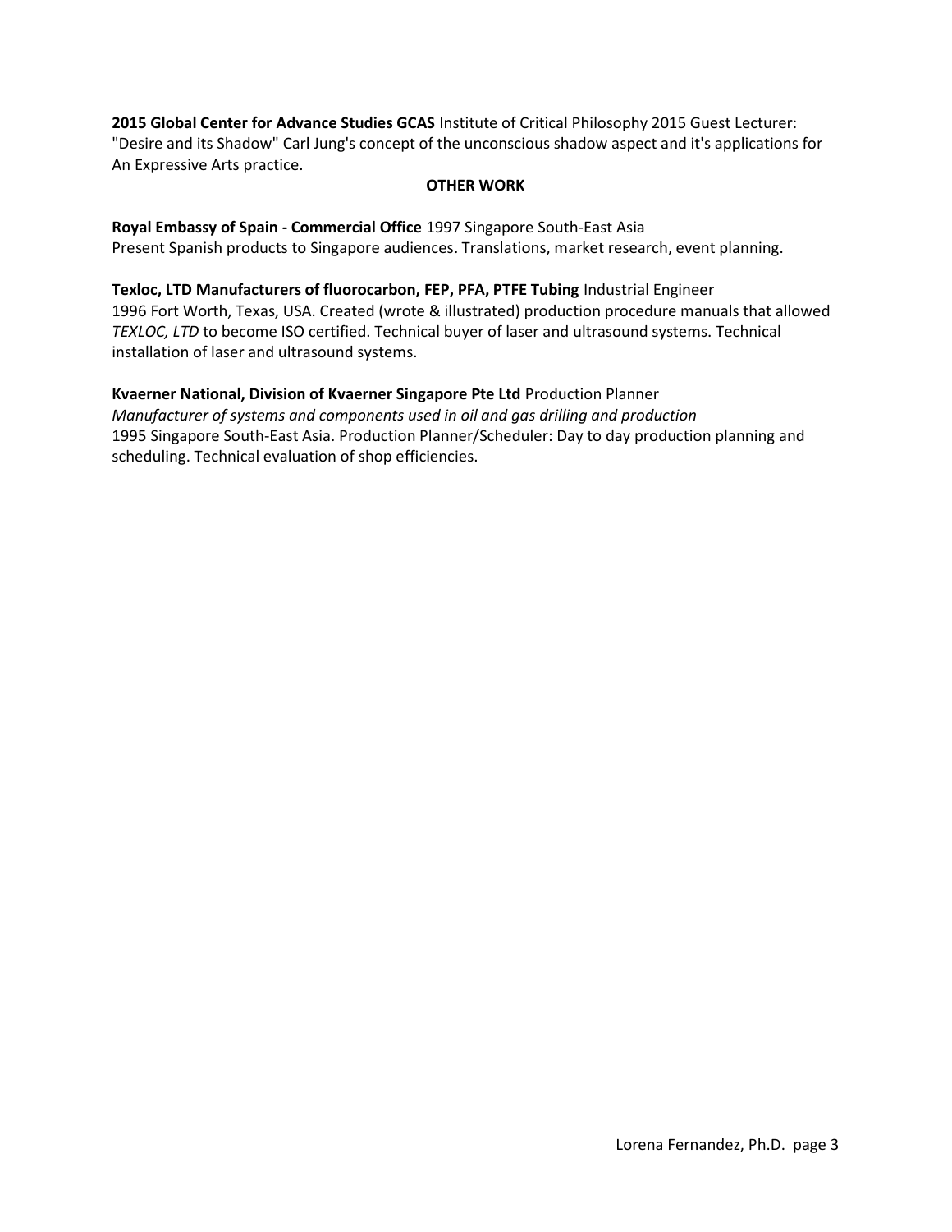**2015 Global Center for Advance Studies GCAS** Institute of Critical Philosophy 2015 Guest Lecturer: "Desire and its Shadow" Carl Jung's concept of the unconscious shadow aspect and it's applications for An Expressive Arts practice.

## OTHER WORK

**Royal Embassy of Spain - Commercial Office** 1997 Singapore South-East Asia
Present Spanish products to Singapore audiences. Translations, market research, event planning.

**Texloc, LTD Manufacturers of fluorocarbon, FEP, PFA, PTFE Tubing** Industrial Engineer
1996 Fort Worth, Texas, USA. Created (wrote & illustrated) production procedure manuals that allowed *TEXLOC, LTD* to become ISO certified. Technical buyer of laser and ultrasound systems. Technical installation of laser and ultrasound systems.

**Kvaerner National, Division of Kvaerner Singapore Pte Ltd** Production Planner
*Manufacturer of systems and components used in oil and gas drilling and production*
1995 Singapore South-East Asia. Production Planner/Scheduler: Day to day production planning and scheduling. Technical evaluation of shop efficiencies.